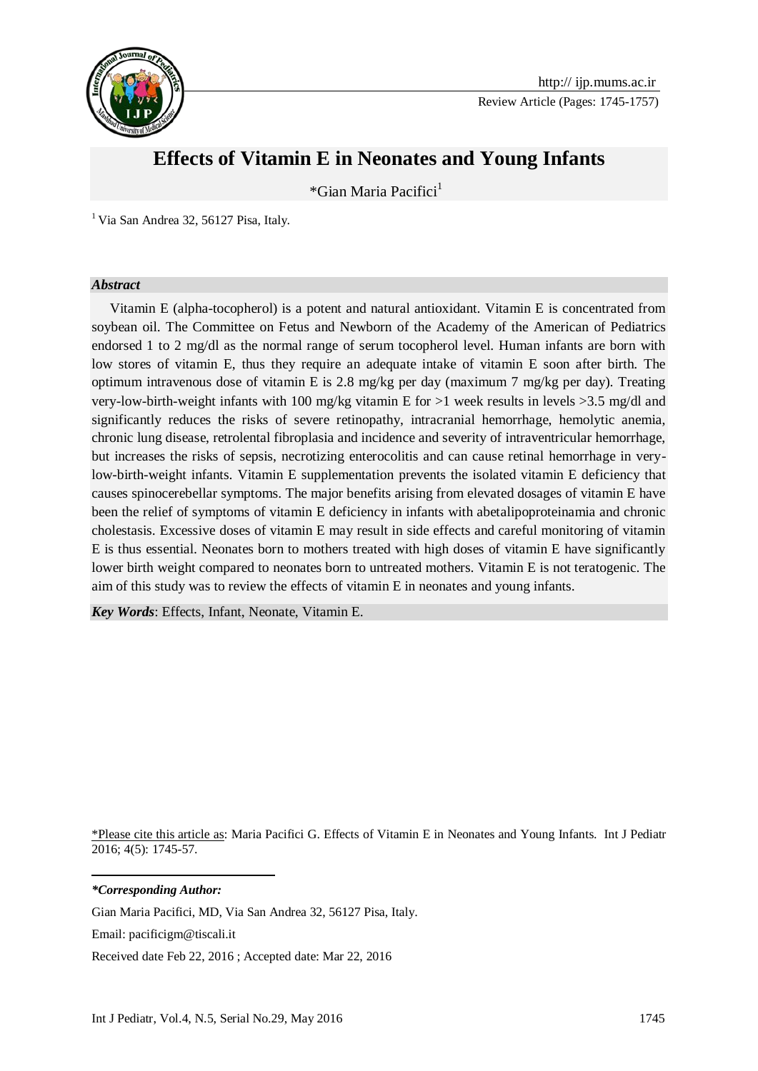Review Article (Pages: 1745-1757)

# Effects of Vitamin E in Neonates and Young Infants

*Gian Maria Pacifici[1]

[1] Via San Andrea 32, 56127 Pisa, Italy.

### *Abstract*

Vitamin E (alpha-tocopherol) is a potent and natural antioxidant. Vitamin E is concentrated from soybean oil. The Committee on Fetus and Newborn of the Academy of the American of Pediatrics endorsed 1 to 2 mg/dl as the normal range of serum tocopherol level. Human infants are born with low stores of vitamin E, thus they require an adequate intake of vitamin E soon after birth. The optimum intravenous dose of vitamin E is 2.8 mg/kg per day (maximum 7 mg/kg per day). Treating very-low-birth-weight infants with 100 mg/kg vitamin E for >1 week results in levels >3.5 mg/dl and significantly reduces the risks of severe retinopathy, intracranial hemorrhage, hemolytic anemia, chronic lung disease, retrolental fibroplasia and incidence and severity of intraventricular hemorrhage, but increases the risks of sepsis, necrotizing enterocolitis and can cause retinal hemorrhage in very-low-birth-weight infants. Vitamin E supplementation prevents the isolated vitamin E deficiency that causes spinocerebellar symptoms. The major benefits arising from elevated dosages of vitamin E have been the relief of symptoms of vitamin E deficiency in infants with abetalipoproteinamia and chronic cholestasis. Excessive doses of vitamin E may result in side effects and careful monitoring of vitamin E is thus essential. Neonates born to mothers treated with high doses of vitamin E have significantly lower birth weight compared to neonates born to untreated mothers. Vitamin E is not teratogenic. The aim of this study was to review the effects of vitamin E in neonates and young infants.

***Key Words***: Effects, Infant, Neonate, Vitamin E.

*Please cite this article as: Maria Pacifici G. Effects of Vitamin E in Neonates and Young Infants. Int J Pediatr 2016; 4(5): 1745-57.

***Corresponding Author:***

Gian Maria Pacifici, MD, Via San Andrea 32, 56127 Pisa, Italy.

Email: pacificigm@tiscali.it

Received date Feb 22, 2016 ; Accepted date: Mar 22, 2016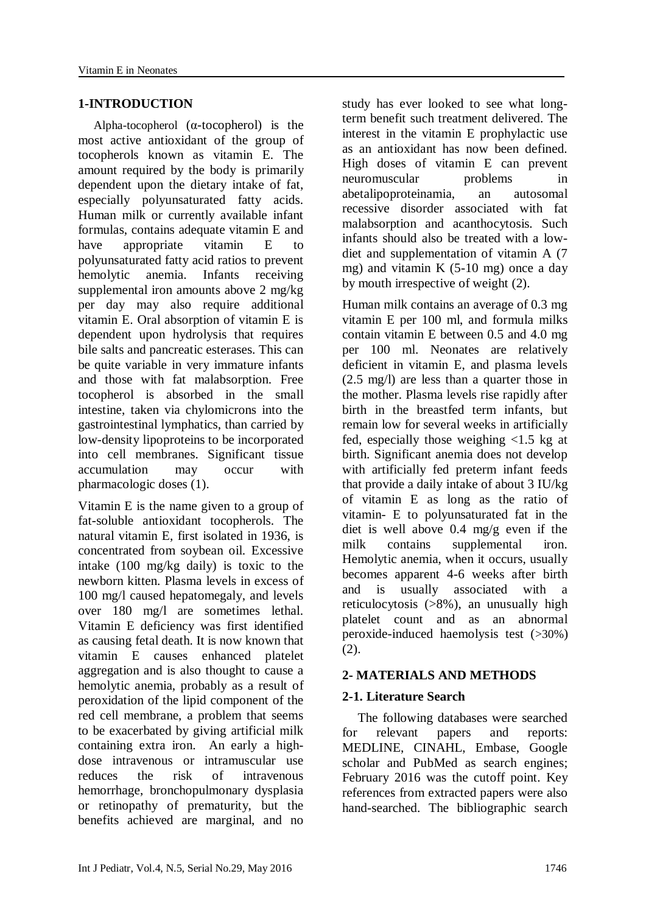## 1-INTRODUCTION

Alpha-tocopherol (α-tocopherol) is the most active antioxidant of the group of tocopherols known as vitamin E. The amount required by the body is primarily dependent upon the dietary intake of fat, especially polyunsaturated fatty acids. Human milk or currently available infant formulas, contains adequate vitamin E and have appropriate vitamin E to polyunsaturated fatty acid ratios to prevent hemolytic anemia. Infants receiving supplemental iron amounts above 2 mg/kg per day may also require additional vitamin E. Oral absorption of vitamin E is dependent upon hydrolysis that requires bile salts and pancreatic esterases. This can be quite variable in very immature infants and those with fat malabsorption. Free tocopherol is absorbed in the small intestine, taken via chylomicrons into the gastrointestinal lymphatics, than carried by low-density lipoproteins to be incorporated into cell membranes. Significant tissue accumulation may occur with pharmacologic doses (1).

Vitamin E is the name given to a group of fat-soluble antioxidant tocopherols. The natural vitamin E, first isolated in 1936, is concentrated from soybean oil. Excessive intake (100 mg/kg daily) is toxic to the newborn kitten. Plasma levels in excess of 100 mg/l caused hepatomegaly, and levels over 180 mg/l are sometimes lethal. Vitamin E deficiency was first identified as causing fetal death. It is now known that vitamin E causes enhanced platelet aggregation and is also thought to cause a hemolytic anemia, probably as a result of peroxidation of the lipid component of the red cell membrane, a problem that seems to be exacerbated by giving artificial milk containing extra iron. An early a high-dose intravenous or intramuscular use reduces the risk of intravenous hemorrhage, bronchopulmonary dysplasia or retinopathy of prematurity, but the benefits achieved are marginal, and no study has ever looked to see what long-term benefit such treatment delivered. The interest in the vitamin E prophylactic use as an antioxidant has now been defined. High doses of vitamin E can prevent neuromuscular problems in abetalipoproteinamia, an autosomal recessive disorder associated with fat malabsorption and acanthocytosis. Such infants should also be treated with a low-diet and supplementation of vitamin A (7 mg) and vitamin K (5-10 mg) once a day by mouth irrespective of weight (2).

Human milk contains an average of 0.3 mg vitamin E per 100 ml, and formula milks contain vitamin E between 0.5 and 4.0 mg per 100 ml. Neonates are relatively deficient in vitamin E, and plasma levels (2.5 mg/l) are less than a quarter those in the mother. Plasma levels rise rapidly after birth in the breastfed term infants, but remain low for several weeks in artificially fed, especially those weighing <1.5 kg at birth. Significant anemia does not develop with artificially fed preterm infant feeds that provide a daily intake of about 3 IU/kg of vitamin E as long as the ratio of vitamin- E to polyunsaturated fat in the diet is well above 0.4 mg/g even if the milk contains supplemental iron. Hemolytic anemia, when it occurs, usually becomes apparent 4-6 weeks after birth and is usually associated with a reticulocytosis (>8%), an unusually high platelet count and as an abnormal peroxide-induced haemolysis test (>30%) (2).

## 2- MATERIALS AND METHODS

### 2-1. Literature Search

The following databases were searched for relevant papers and reports: MEDLINE, CINAHL, Embase, Google scholar and PubMed as search engines; February 2016 was the cutoff point. Key references from extracted papers were also hand-searched. The bibliographic search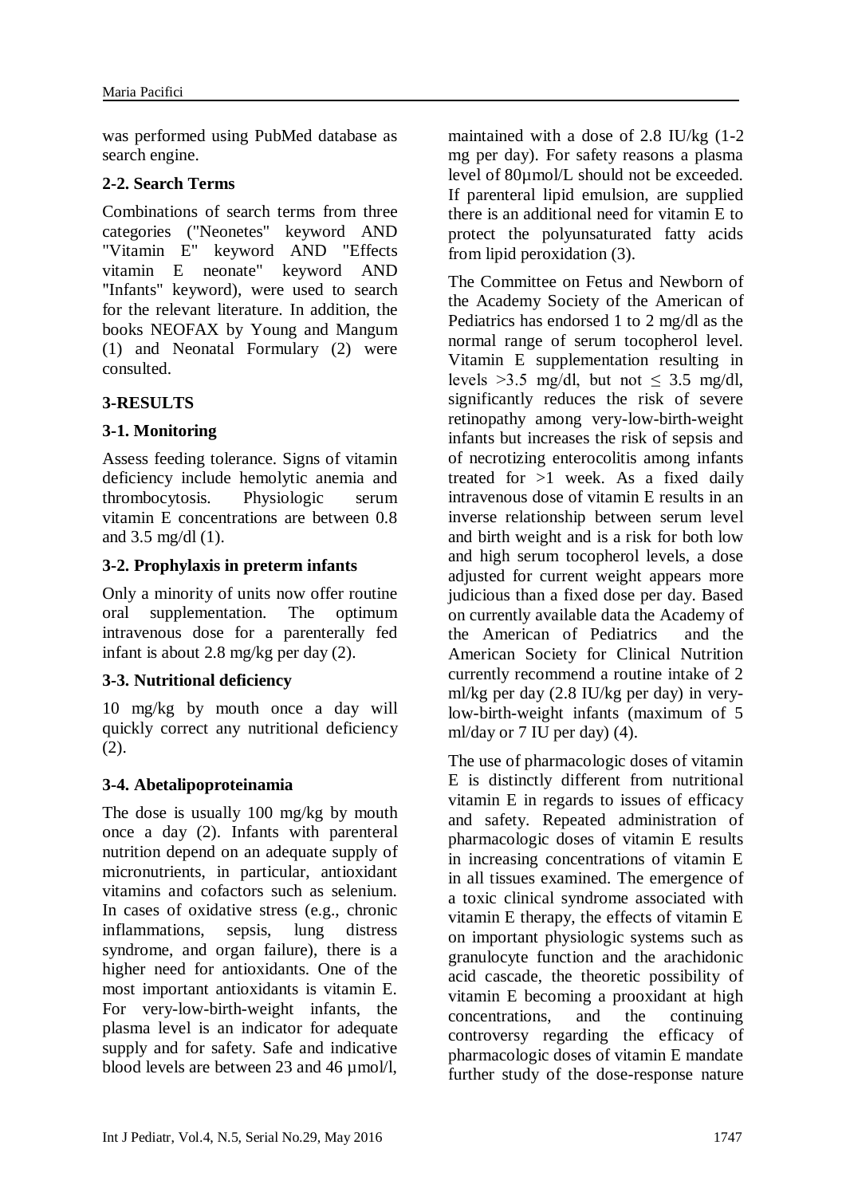was performed using PubMed database as search engine.

### 2-2. Search Terms

Combinations of search terms from three categories ("Neonetes" keyword AND "Vitamin E" keyword AND "Effects vitamin E neonate" keyword AND "Infants" keyword), were used to search for the relevant literature. In addition, the books NEOFAX by Young and Mangum (1) and Neonatal Formulary (2) were consulted.

## 3-RESULTS

### 3-1. Monitoring

Assess feeding tolerance. Signs of vitamin deficiency include hemolytic anemia and thrombocytosis. Physiologic serum vitamin E concentrations are between 0.8 and 3.5 mg/dl (1).

### 3-2. Prophylaxis in preterm infants

Only a minority of units now offer routine oral supplementation. The optimum intravenous dose for a parenterally fed infant is about 2.8 mg/kg per day (2).

### 3-3. Nutritional deficiency

10 mg/kg by mouth once a day will quickly correct any nutritional deficiency (2).

### 3-4. Abetalipoproteinamia

The dose is usually 100 mg/kg by mouth once a day (2). Infants with parenteral nutrition depend on an adequate supply of micronutrients, in particular, antioxidant vitamins and cofactors such as selenium. In cases of oxidative stress (e.g., chronic inflammations, sepsis, lung distress syndrome, and organ failure), there is a higher need for antioxidants. One of the most important antioxidants is vitamin E. For very-low-birth-weight infants, the plasma level is an indicator for adequate supply and for safety. Safe and indicative blood levels are between 23 and 46 µmol/l, maintained with a dose of 2.8 IU/kg (1-2 mg per day). For safety reasons a plasma level of 80µmol/L should not be exceeded. If parenteral lipid emulsion, are supplied there is an additional need for vitamin E to protect the polyunsaturated fatty acids from lipid peroxidation (3).

The Committee on Fetus and Newborn of the Academy Society of the American of Pediatrics has endorsed 1 to 2 mg/dl as the normal range of serum tocopherol level. Vitamin E supplementation resulting in levels >3.5 mg/dl, but not ≤ 3.5 mg/dl, significantly reduces the risk of severe retinopathy among very-low-birth-weight infants but increases the risk of sepsis and of necrotizing enterocolitis among infants treated for >1 week. As a fixed daily intravenous dose of vitamin E results in an inverse relationship between serum level and birth weight and is a risk for both low and high serum tocopherol levels, a dose adjusted for current weight appears more judicious than a fixed dose per day. Based on currently available data the Academy of the American of Pediatrics and the American Society for Clinical Nutrition currently recommend a routine intake of 2 ml/kg per day (2.8 IU/kg per day) in very-low-birth-weight infants (maximum of 5 ml/day or 7 IU per day) (4).

The use of pharmacologic doses of vitamin E is distinctly different from nutritional vitamin E in regards to issues of efficacy and safety. Repeated administration of pharmacologic doses of vitamin E results in increasing concentrations of vitamin E in all tissues examined. The emergence of a toxic clinical syndrome associated with vitamin E therapy, the effects of vitamin E on important physiologic systems such as granulocyte function and the arachidonic acid cascade, the theoretic possibility of vitamin E becoming a prooxidant at high concentrations, and the continuing controversy regarding the efficacy of pharmacologic doses of vitamin E mandate further study of the dose-response nature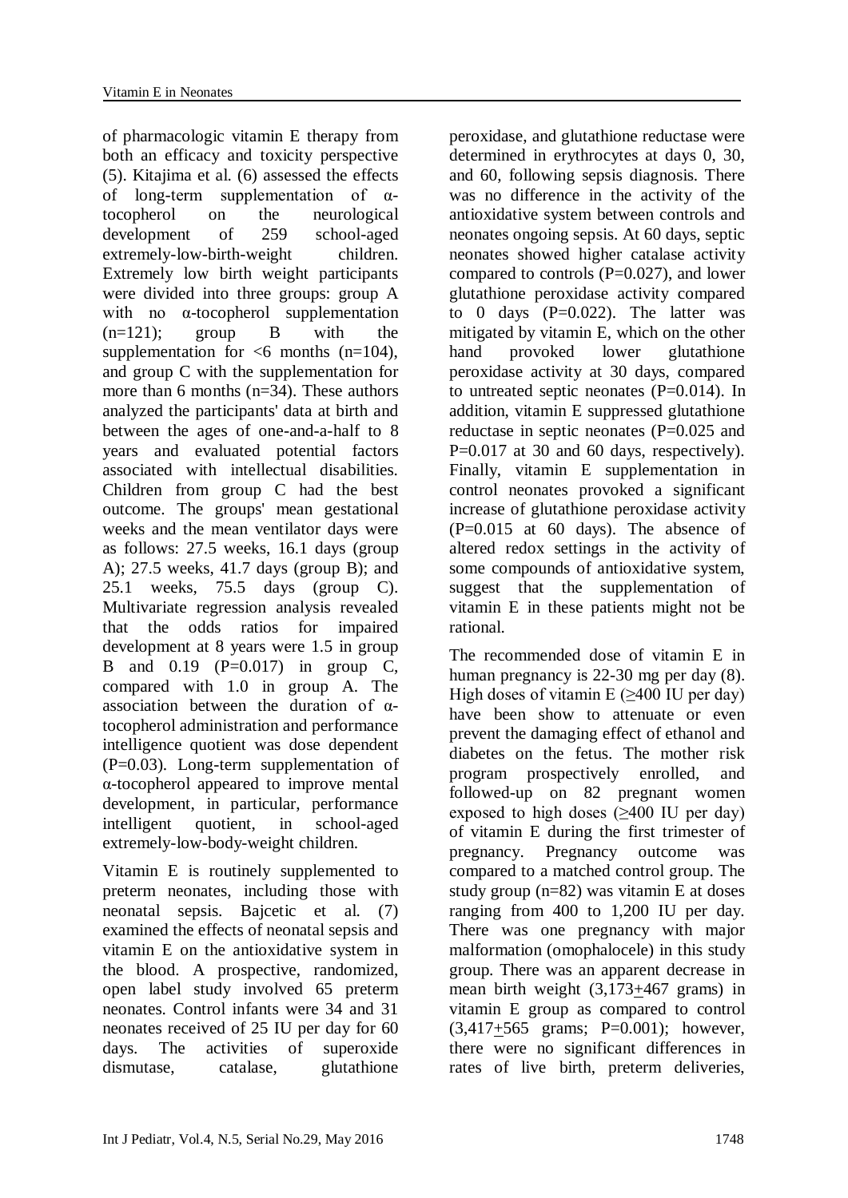of pharmacologic vitamin E therapy from both an efficacy and toxicity perspective (5). Kitajima et al. (6) assessed the effects of long-term supplementation of α-tocopherol on the neurological development of 259 school-aged extremely-low-birth-weight children. Extremely low birth weight participants were divided into three groups: group A with no α-tocopherol supplementation (n=121); group B with the supplementation for <6 months (n=104), and group C with the supplementation for more than 6 months (n=34). These authors analyzed the participants' data at birth and between the ages of one-and-a-half to 8 years and evaluated potential factors associated with intellectual disabilities. Children from group C had the best outcome. The groups' mean gestational weeks and the mean ventilator days were as follows: 27.5 weeks, 16.1 days (group A); 27.5 weeks, 41.7 days (group B); and 25.1 weeks, 75.5 days (group C). Multivariate regression analysis revealed that the odds ratios for impaired development at 8 years were 1.5 in group B and 0.19 (P=0.017) in group C, compared with 1.0 in group A. The association between the duration of α-tocopherol administration and performance intelligence quotient was dose dependent (P=0.03). Long-term supplementation of α-tocopherol appeared to improve mental development, in particular, performance intelligent quotient, in school-aged extremely-low-body-weight children.

Vitamin E is routinely supplemented to preterm neonates, including those with neonatal sepsis. Bajcetic et al. (7) examined the effects of neonatal sepsis and vitamin E on the antioxidative system in the blood. A prospective, randomized, open label study involved 65 preterm neonates. Control infants were 34 and 31 neonates received of 25 IU per day for 60 days. The activities of superoxide dismutase, catalase, glutathione peroxidase, and glutathione reductase were determined in erythrocytes at days 0, 30, and 60, following sepsis diagnosis. There was no difference in the activity of the antioxidative system between controls and neonates ongoing sepsis. At 60 days, septic neonates showed higher catalase activity compared to controls (P=0.027), and lower glutathione peroxidase activity compared to 0 days (P=0.022). The latter was mitigated by vitamin E, which on the other hand provoked lower glutathione peroxidase activity at 30 days, compared to untreated septic neonates (P=0.014). In addition, vitamin E suppressed glutathione reductase in septic neonates (P=0.025 and P=0.017 at 30 and 60 days, respectively). Finally, vitamin E supplementation in control neonates provoked a significant increase of glutathione peroxidase activity (P=0.015 at 60 days). The absence of altered redox settings in the activity of some compounds of antioxidative system, suggest that the supplementation of vitamin E in these patients might not be rational.

The recommended dose of vitamin E in human pregnancy is 22-30 mg per day (8). High doses of vitamin E (≥400 IU per day) have been show to attenuate or even prevent the damaging effect of ethanol and diabetes on the fetus. The mother risk program prospectively enrolled, and followed-up on 82 pregnant women exposed to high doses (≥400 IU per day) of vitamin E during the first trimester of pregnancy. Pregnancy outcome was compared to a matched control group. The study group (n=82) was vitamin E at doses ranging from 400 to 1,200 IU per day. There was one pregnancy with major malformation (omophalocele) in this study group. There was an apparent decrease in mean birth weight (3,173±467 grams) in vitamin E group as compared to control (3,417±565 grams; P=0.001); however, there were no significant differences in rates of live birth, preterm deliveries,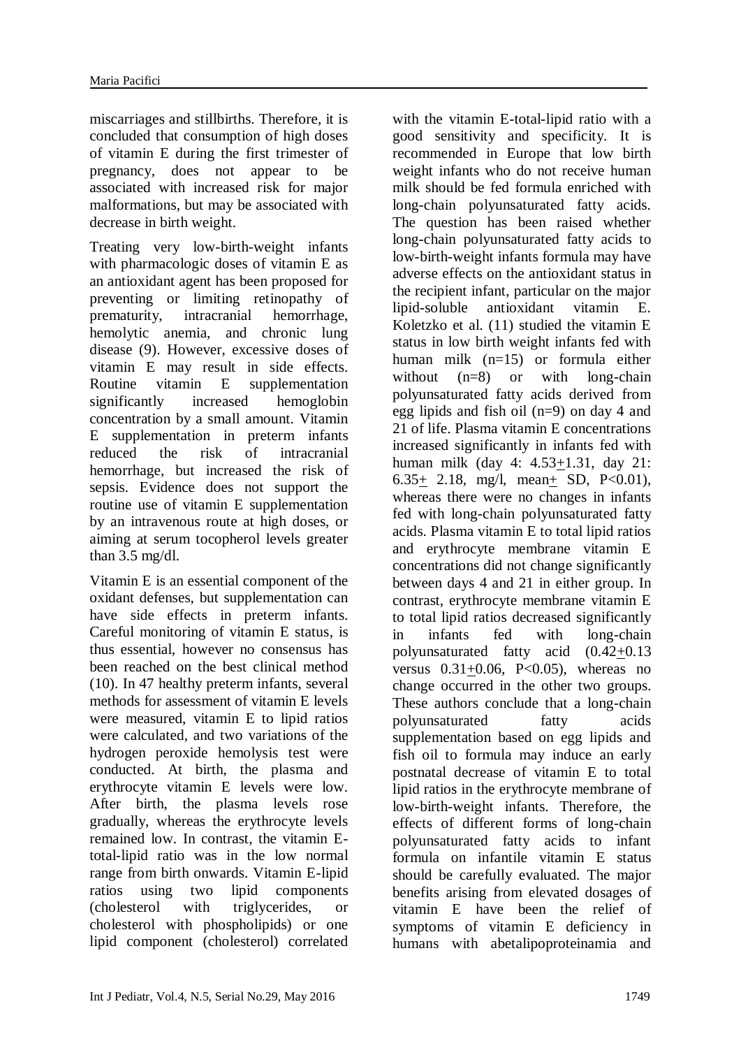miscarriages and stillbirths. Therefore, it is concluded that consumption of high doses of vitamin E during the first trimester of pregnancy, does not appear to be associated with increased risk for major malformations, but may be associated with decrease in birth weight.

Treating very low-birth-weight infants with pharmacologic doses of vitamin E as an antioxidant agent has been proposed for preventing or limiting retinopathy of prematurity, intracranial hemorrhage, hemolytic anemia, and chronic lung disease (9). However, excessive doses of vitamin E may result in side effects. Routine vitamin E supplementation significantly increased hemoglobin concentration by a small amount. Vitamin E supplementation in preterm infants reduced the risk of intracranial hemorrhage, but increased the risk of sepsis. Evidence does not support the routine use of vitamin E supplementation by an intravenous route at high doses, or aiming at serum tocopherol levels greater than 3.5 mg/dl.

Vitamin E is an essential component of the oxidant defenses, but supplementation can have side effects in preterm infants. Careful monitoring of vitamin E status, is thus essential, however no consensus has been reached on the best clinical method (10). In 47 healthy preterm infants, several methods for assessment of vitamin E levels were measured, vitamin E to lipid ratios were calculated, and two variations of the hydrogen peroxide hemolysis test were conducted. At birth, the plasma and erythrocyte vitamin E levels were low. After birth, the plasma levels rose gradually, whereas the erythrocyte levels remained low. In contrast, the vitamin E-total-lipid ratio was in the low normal range from birth onwards. Vitamin E-lipid ratios using two lipid components (cholesterol with triglycerides, or cholesterol with phospholipids) or one lipid component (cholesterol) correlated with the vitamin E-total-lipid ratio with a good sensitivity and specificity. It is recommended in Europe that low birth weight infants who do not receive human milk should be fed formula enriched with long-chain polyunsaturated fatty acids. The question has been raised whether long-chain polyunsaturated fatty acids to low-birth-weight infants formula may have adverse effects on the antioxidant status in the recipient infant, particular on the major lipid-soluble antioxidant vitamin E. Koletzko et al. (11) studied the vitamin E status in low birth weight infants fed with human milk (n=15) or formula either without (n=8) or with long-chain polyunsaturated fatty acids derived from egg lipids and fish oil (n=9) on day 4 and 21 of life. Plasma vitamin E concentrations increased significantly in infants fed with human milk (day 4: $4.53 \pm 1.31$, day 21: $6.35 \pm 2.18$, mg/l, mean$\pm$ SD, $P<0.01$), whereas there were no changes in infants fed with long-chain polyunsaturated fatty acids. Plasma vitamin E to total lipid ratios and erythrocyte membrane vitamin E concentrations did not change significantly between days 4 and 21 in either group. In contrast, erythrocyte membrane vitamin E to total lipid ratios decreased significantly in infants fed with long-chain polyunsaturated fatty acid ($0.42 \pm 0.13$ versus $0.31 \pm 0.06$, $P<0.05$), whereas no change occurred in the other two groups. These authors conclude that a long-chain polyunsaturated fatty acids supplementation based on egg lipids and fish oil to formula may induce an early postnatal decrease of vitamin E to total lipid ratios in the erythrocyte membrane of low-birth-weight infants. Therefore, the effects of different forms of long-chain polyunsaturated fatty acids to infant formula on infantile vitamin E status should be carefully evaluated. The major benefits arising from elevated dosages of vitamin E have been the relief of symptoms of vitamin E deficiency in humans with abetalipoproteinamia and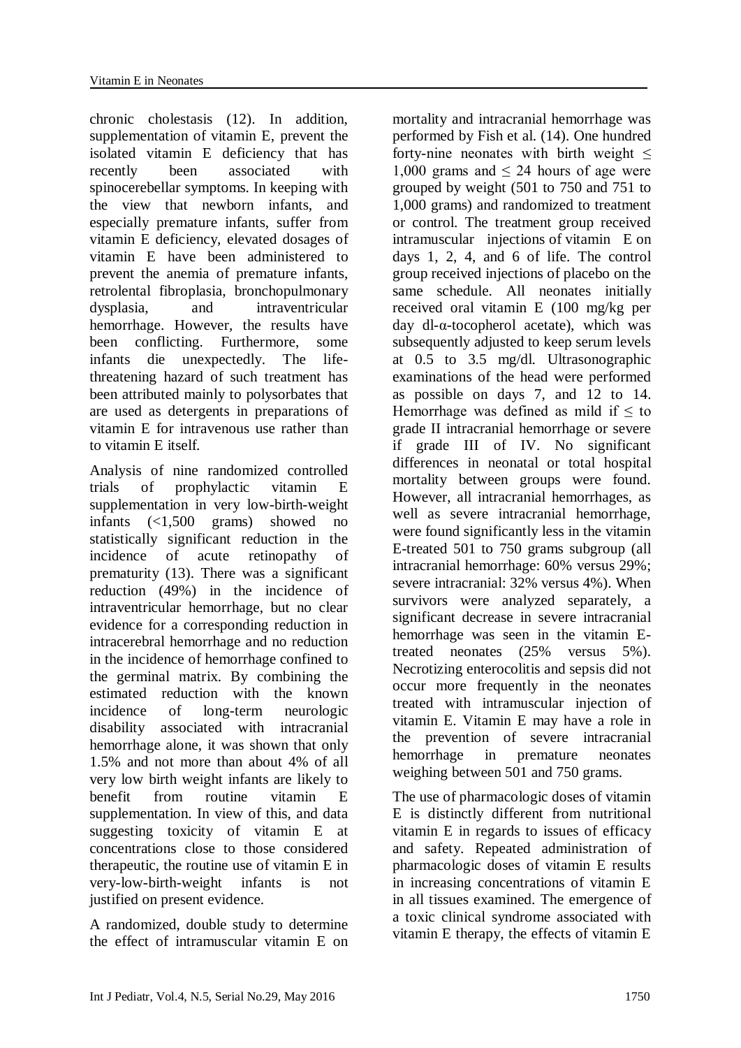chronic cholestasis (12). In addition, supplementation of vitamin E, prevent the isolated vitamin E deficiency that has recently been associated with spinocerebellar symptoms. In keeping with the view that newborn infants, and especially premature infants, suffer from vitamin E deficiency, elevated dosages of vitamin E have been administered to prevent the anemia of premature infants, retrolental fibroplasia, bronchopulmonary dysplasia, and intraventricular hemorrhage. However, the results have been conflicting. Furthermore, some infants die unexpectedly. The life-threatening hazard of such treatment has been attributed mainly to polysorbates that are used as detergents in preparations of vitamin E for intravenous use rather than to vitamin E itself.

Analysis of nine randomized controlled trials of prophylactic vitamin E supplementation in very low-birth-weight infants (<1,500 grams) showed no statistically significant reduction in the incidence of acute retinopathy of prematurity (13). There was a significant reduction (49%) in the incidence of intraventricular hemorrhage, but no clear evidence for a corresponding reduction in intracerebral hemorrhage and no reduction in the incidence of hemorrhage confined to the germinal matrix. By combining the estimated reduction with the known incidence of long-term neurologic disability associated with intracranial hemorrhage alone, it was shown that only 1.5% and not more than about 4% of all very low birth weight infants are likely to benefit from routine vitamin E supplementation. In view of this, and data suggesting toxicity of vitamin E at concentrations close to those considered therapeutic, the routine use of vitamin E in very-low-birth-weight infants is not justified on present evidence.

A randomized, double study to determine the effect of intramuscular vitamin E on mortality and intracranial hemorrhage was performed by Fish et al. (14). One hundred forty-nine neonates with birth weight ≤ 1,000 grams and ≤ 24 hours of age were grouped by weight (501 to 750 and 751 to 1,000 grams) and randomized to treatment or control. The treatment group received intramuscular injections of vitamin E on days 1, 2, 4, and 6 of life. The control group received injections of placebo on the same schedule. All neonates initially received oral vitamin E (100 mg/kg per day dl-α-tocopherol acetate), which was subsequently adjusted to keep serum levels at 0.5 to 3.5 mg/dl. Ultrasonographic examinations of the head were performed as possible on days 7, and 12 to 14. Hemorrhage was defined as mild if ≤ to grade II intracranial hemorrhage or severe if grade III of IV. No significant differences in neonatal or total hospital mortality between groups were found. However, all intracranial hemorrhages, as well as severe intracranial hemorrhage, were found significantly less in the vitamin E-treated 501 to 750 grams subgroup (all intracranial hemorrhage: 60% versus 29%; severe intracranial: 32% versus 4%). When survivors were analyzed separately, a significant decrease in severe intracranial hemorrhage was seen in the vitamin E-treated neonates (25% versus 5%). Necrotizing enterocolitis and sepsis did not occur more frequently in the neonates treated with intramuscular injection of vitamin E. Vitamin E may have a role in the prevention of severe intracranial hemorrhage in premature neonates weighing between 501 and 750 grams.

The use of pharmacologic doses of vitamin E is distinctly different from nutritional vitamin E in regards to issues of efficacy and safety. Repeated administration of pharmacologic doses of vitamin E results in increasing concentrations of vitamin E in all tissues examined. The emergence of a toxic clinical syndrome associated with vitamin E therapy, the effects of vitamin E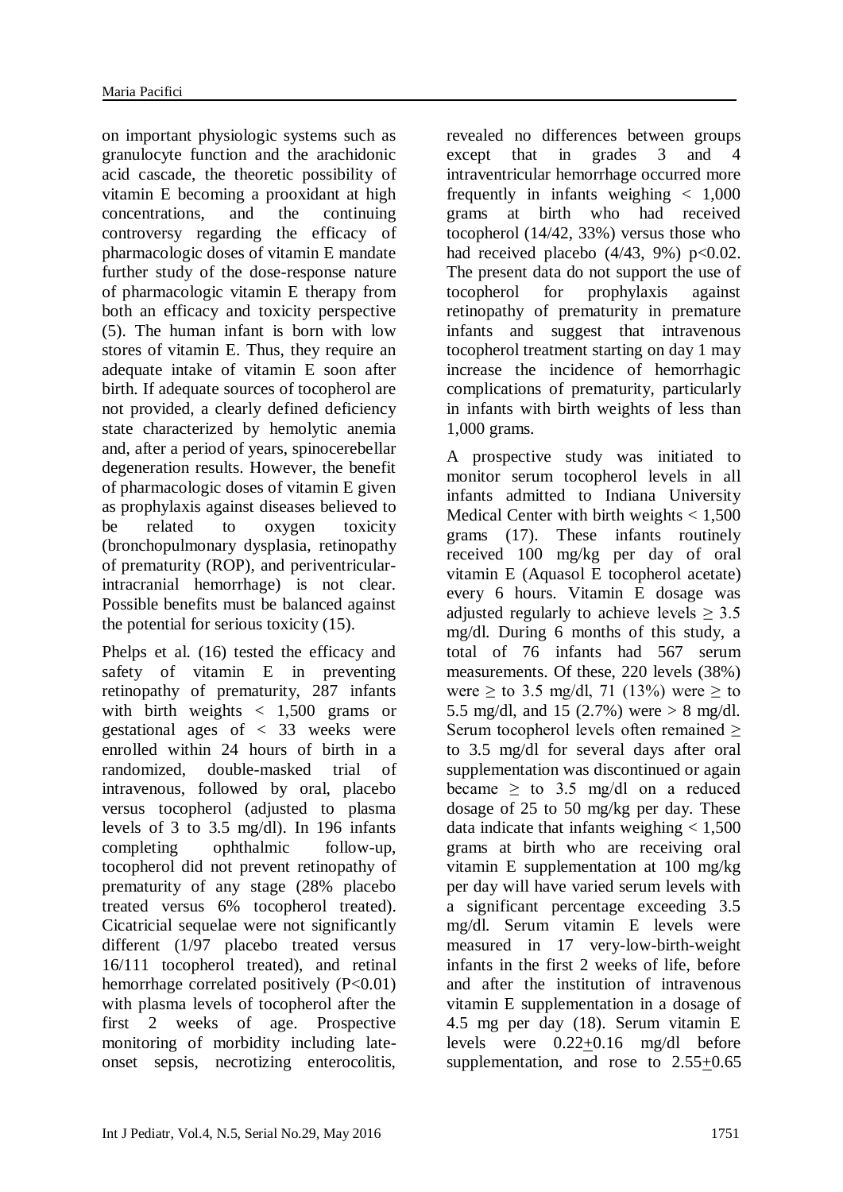on important physiologic systems such as granulocyte function and the arachidonic acid cascade, the theoretic possibility of vitamin E becoming a prooxidant at high concentrations, and the continuing controversy regarding the efficacy of pharmacologic doses of vitamin E mandate further study of the dose-response nature of pharmacologic vitamin E therapy from both an efficacy and toxicity perspective (5). The human infant is born with low stores of vitamin E. Thus, they require an adequate intake of vitamin E soon after birth. If adequate sources of tocopherol are not provided, a clearly defined deficiency state characterized by hemolytic anemia and, after a period of years, spinocerebellar degeneration results. However, the benefit of pharmacologic doses of vitamin E given as prophylaxis against diseases believed to be related to oxygen toxicity (bronchopulmonary dysplasia, retinopathy of prematurity (ROP), and periventricular-intracranial hemorrhage) is not clear. Possible benefits must be balanced against the potential for serious toxicity (15).

Phelps et al. (16) tested the efficacy and safety of vitamin E in preventing retinopathy of prematurity, 287 infants with birth weights < 1,500 grams or gestational ages of < 33 weeks were enrolled within 24 hours of birth in a randomized, double-masked trial of intravenous, followed by oral, placebo versus tocopherol (adjusted to plasma levels of 3 to 3.5 mg/dl). In 196 infants completing ophthalmic follow-up, tocopherol did not prevent retinopathy of prematurity of any stage (28% placebo treated versus 6% tocopherol treated). Cicatricial sequelae were not significantly different (1/97 placebo treated versus 16/111 tocopherol treated), and retinal hemorrhage correlated positively ($P<0.01$) with plasma levels of tocopherol after the first 2 weeks of age. Prospective monitoring of morbidity including late-onset sepsis, necrotizing enterocolitis, revealed no differences between groups except that in grades 3 and 4 intraventricular hemorrhage occurred more frequently in infants weighing < 1,000 grams at birth who had received tocopherol (14/42, 33%) versus those who had received placebo (4/43, 9%) $p<0.02$. The present data do not support the use of tocopherol for prophylaxis against retinopathy of prematurity in premature infants and suggest that intravenous tocopherol treatment starting on day 1 may increase the incidence of hemorrhagic complications of prematurity, particularly in infants with birth weights of less than 1,000 grams.

A prospective study was initiated to monitor serum tocopherol levels in all infants admitted to Indiana University Medical Center with birth weights < 1,500 grams (17). These infants routinely received 100 mg/kg per day of oral vitamin E (Aquasol E tocopherol acetate) every 6 hours. Vitamin E dosage was adjusted regularly to achieve levels ≥ 3.5 mg/dl. During 6 months of this study, a total of 76 infants had 567 serum measurements. Of these, 220 levels (38%) were ≥ to 3.5 mg/dl, 71 (13%) were ≥ to 5.5 mg/dl, and 15 (2.7%) were > 8 mg/dl. Serum tocopherol levels often remained ≥ to 3.5 mg/dl for several days after oral supplementation was discontinued or again became ≥ to 3.5 mg/dl on a reduced dosage of 25 to 50 mg/kg per day. These data indicate that infants weighing < 1,500 grams at birth who are receiving oral vitamin E supplementation at 100 mg/kg per day will have varied serum levels with a significant percentage exceeding 3.5 mg/dl. Serum vitamin E levels were measured in 17 very-low-birth-weight infants in the first 2 weeks of life, before and after the institution of intravenous vitamin E supplementation in a dosage of 4.5 mg per day (18). Serum vitamin E levels were $0.22 \pm 0.16$ mg/dl before supplementation, and rose to $2.55 \pm 0.65$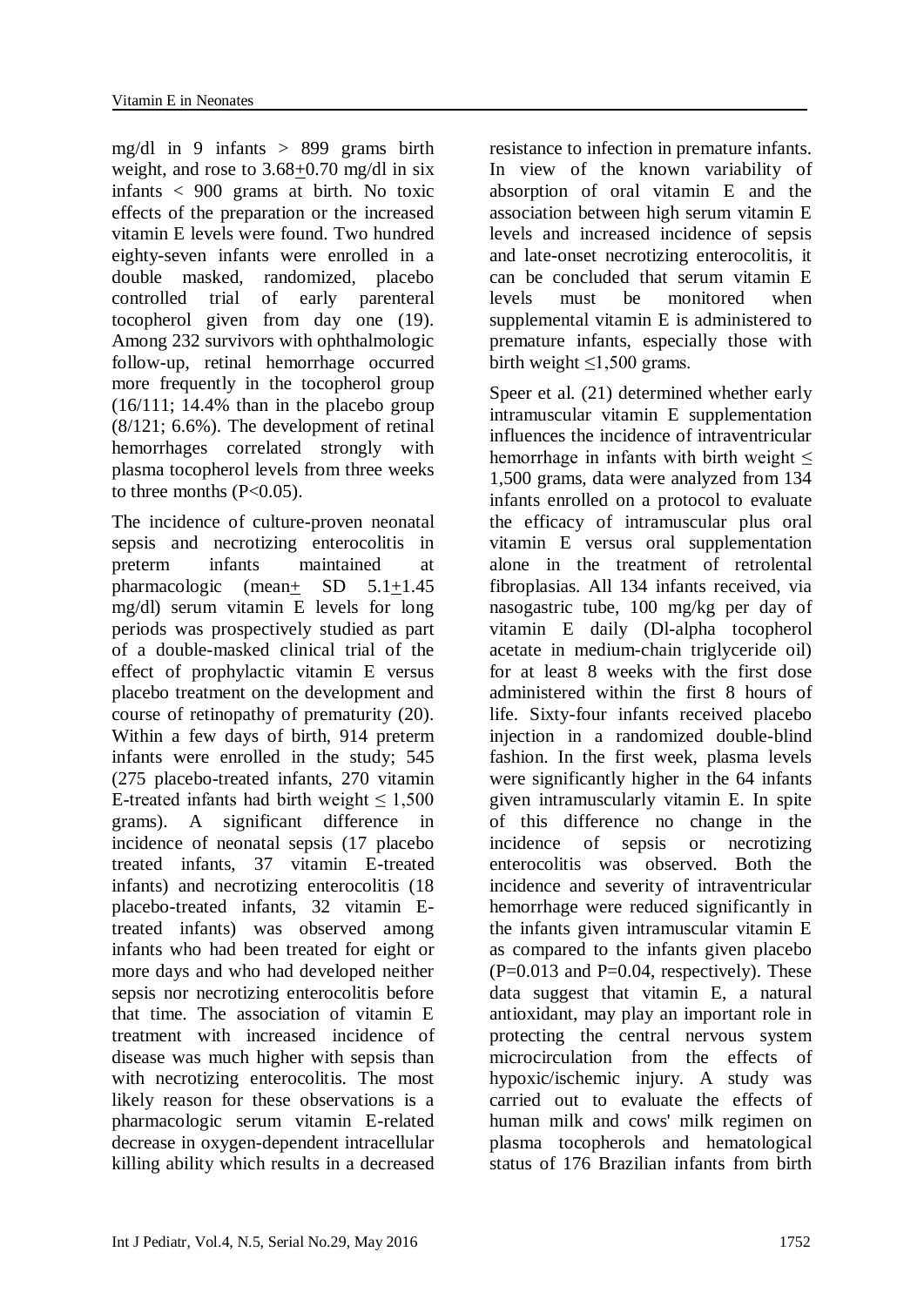mg/dl in 9 infants > 899 grams birth weight, and rose to 3.68±0.70 mg/dl in six infants < 900 grams at birth. No toxic effects of the preparation or the increased vitamin E levels were found. Two hundred eighty-seven infants were enrolled in a double masked, randomized, placebo controlled trial of early parenteral tocopherol given from day one (19). Among 232 survivors with ophthalmologic follow-up, retinal hemorrhage occurred more frequently in the tocopherol group (16/111; 14.4% than in the placebo group (8/121; 6.6%). The development of retinal hemorrhages correlated strongly with plasma tocopherol levels from three weeks to three months ($P<0.05$).

The incidence of culture-proven neonatal sepsis and necrotizing enterocolitis in preterm infants maintained at pharmacologic (mean± SD 5.1±1.45 mg/dl) serum vitamin E levels for long periods was prospectively studied as part of a double-masked clinical trial of the effect of prophylactic vitamin E versus placebo treatment on the development and course of retinopathy of prematurity (20). Within a few days of birth, 914 preterm infants were enrolled in the study; 545 (275 placebo-treated infants, 270 vitamin E-treated infants had birth weight ≤ 1,500 grams). A significant difference in incidence of neonatal sepsis (17 placebo treated infants, 37 vitamin E-treated infants) and necrotizing enterocolitis (18 placebo-treated infants, 32 vitamin E-treated infants) was observed among infants who had been treated for eight or more days and who had developed neither sepsis nor necrotizing enterocolitis before that time. The association of vitamin E treatment with increased incidence of disease was much higher with sepsis than with necrotizing enterocolitis. The most likely reason for these observations is a pharmacologic serum vitamin E-related decrease in oxygen-dependent intracellular killing ability which results in a decreased resistance to infection in premature infants. In view of the known variability of absorption of oral vitamin E and the association between high serum vitamin E levels and increased incidence of sepsis and late-onset necrotizing enterocolitis, it can be concluded that serum vitamin E levels must be monitored when supplemental vitamin E is administered to premature infants, especially those with birth weight ≤1,500 grams.

Speer et al. (21) determined whether early intramuscular vitamin E supplementation influences the incidence of intraventricular hemorrhage in infants with birth weight ≤ 1,500 grams, data were analyzed from 134 infants enrolled on a protocol to evaluate the efficacy of intramuscular plus oral vitamin E versus oral supplementation alone in the treatment of retrolental fibroplasias. All 134 infants received, via nasogastric tube, 100 mg/kg per day of vitamin E daily (Dl-alpha tocopherol acetate in medium-chain triglyceride oil) for at least 8 weeks with the first dose administered within the first 8 hours of life. Sixty-four infants received placebo injection in a randomized double-blind fashion. In the first week, plasma levels were significantly higher in the 64 infants given intramuscularly vitamin E. In spite of this difference no change in the incidence of sepsis or necrotizing enterocolitis was observed. Both the incidence and severity of intraventricular hemorrhage were reduced significantly in the infants given intramuscular vitamin E as compared to the infants given placebo ($P=0.013$ and $P=0.04$, respectively). These data suggest that vitamin E, a natural antioxidant, may play an important role in protecting the central nervous system microcirculation from the effects of hypoxic/ischemic injury. A study was carried out to evaluate the effects of human milk and cows' milk regimen on plasma tocopherols and hematological status of 176 Brazilian infants from birth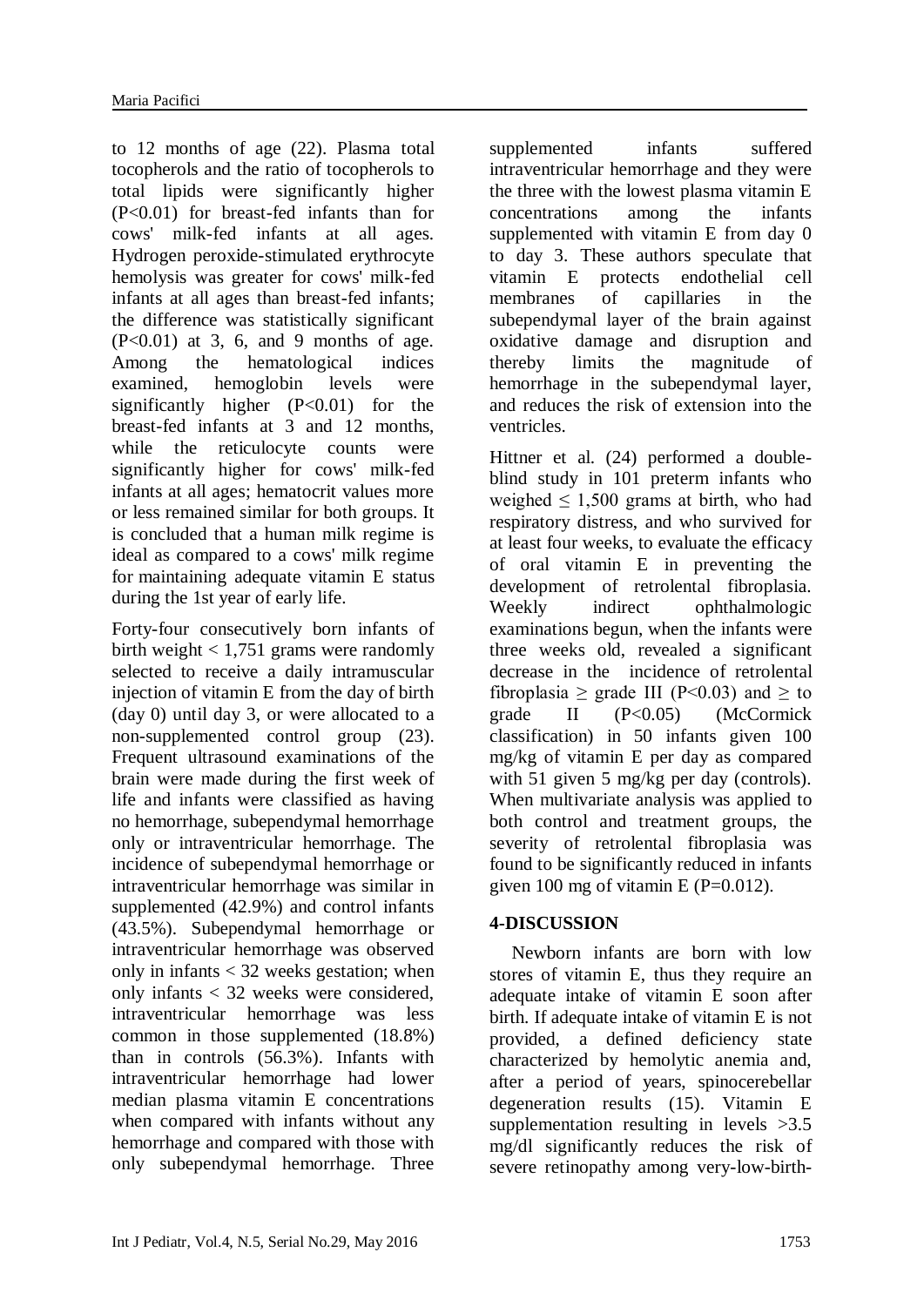to 12 months of age (22). Plasma total tocopherols and the ratio of tocopherols to total lipids were significantly higher ($P<0.01$) for breast-fed infants than for cows' milk-fed infants at all ages. Hydrogen peroxide-stimulated erythrocyte hemolysis was greater for cows' milk-fed infants at all ages than breast-fed infants; the difference was statistically significant ($P<0.01$) at 3, 6, and 9 months of age. Among the hematological indices examined, hemoglobin levels were significantly higher ($P<0.01$) for the breast-fed infants at 3 and 12 months, while the reticulocyte counts were significantly higher for cows' milk-fed infants at all ages; hematocrit values more or less remained similar for both groups. It is concluded that a human milk regime is ideal as compared to a cows' milk regime for maintaining adequate vitamin E status during the 1st year of early life.

Forty-four consecutively born infants of birth weight < 1,751 grams were randomly selected to receive a daily intramuscular injection of vitamin E from the day of birth (day 0) until day 3, or were allocated to a non-supplemented control group (23). Frequent ultrasound examinations of the brain were made during the first week of life and infants were classified as having no hemorrhage, subependymal hemorrhage only or intraventricular hemorrhage. The incidence of subependymal hemorrhage or intraventricular hemorrhage was similar in supplemented (42.9%) and control infants (43.5%). Subependymal hemorrhage or intraventricular hemorrhage was observed only in infants < 32 weeks gestation; when only infants < 32 weeks were considered, intraventricular hemorrhage was less common in those supplemented (18.8%) than in controls (56.3%). Infants with intraventricular hemorrhage had lower median plasma vitamin E concentrations when compared with infants without any hemorrhage and compared with those with only subependymal hemorrhage. Three supplemented infants suffered intraventricular hemorrhage and they were the three with the lowest plasma vitamin E concentrations among the infants supplemented with vitamin E from day 0 to day 3. These authors speculate that vitamin E protects endothelial cell membranes of capillaries in the subependymal layer of the brain against oxidative damage and disruption and thereby limits the magnitude of hemorrhage in the subependymal layer, and reduces the risk of extension into the ventricles.

Hittner et al. (24) performed a double-blind study in 101 preterm infants who weighed ≤ 1,500 grams at birth, who had respiratory distress, and who survived for at least four weeks, to evaluate the efficacy of oral vitamin E in preventing the development of retrolental fibroplasia. Weekly indirect ophthalmologic examinations begun, when the infants were three weeks old, revealed a significant decrease in the incidence of retrolental fibroplasia ≥ grade III ($P<0.03$) and ≥ to grade II ($P<0.05$) (McCormick classification) in 50 infants given 100 mg/kg of vitamin E per day as compared with 51 given 5 mg/kg per day (controls). When multivariate analysis was applied to both control and treatment groups, the severity of retrolental fibroplasia was found to be significantly reduced in infants given 100 mg of vitamin E ($P=0.012$).

## 4-DISCUSSION

Newborn infants are born with low stores of vitamin E, thus they require an adequate intake of vitamin E soon after birth. If adequate intake of vitamin E is not provided, a defined deficiency state characterized by hemolytic anemia and, after a period of years, spinocerebellar degeneration results (15). Vitamin E supplementation resulting in levels >3.5 mg/dl significantly reduces the risk of severe retinopathy among very-low-birth-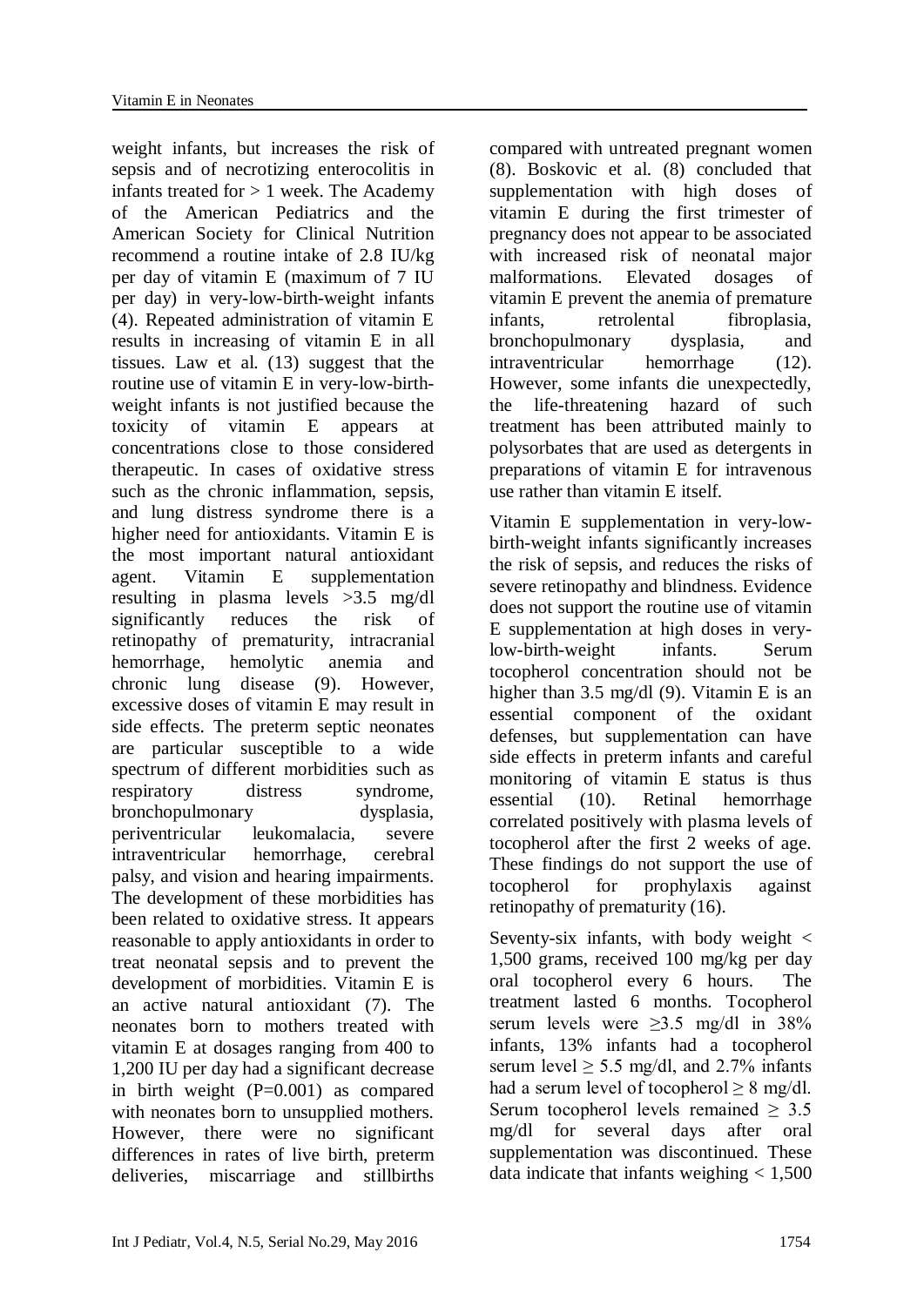weight infants, but increases the risk of sepsis and of necrotizing enterocolitis in infants treated for > 1 week. The Academy of the American Pediatrics and the American Society for Clinical Nutrition recommend a routine intake of 2.8 IU/kg per day of vitamin E (maximum of 7 IU per day) in very-low-birth-weight infants (4). Repeated administration of vitamin E results in increasing of vitamin E in all tissues. Law et al. (13) suggest that the routine use of vitamin E in very-low-birth-weight infants is not justified because the toxicity of vitamin E appears at concentrations close to those considered therapeutic. In cases of oxidative stress such as the chronic inflammation, sepsis, and lung distress syndrome there is a higher need for antioxidants. Vitamin E is the most important natural antioxidant agent. Vitamin E supplementation resulting in plasma levels >3.5 mg/dl significantly reduces the risk of retinopathy of prematurity, intracranial hemorrhage, hemolytic anemia and chronic lung disease (9). However, excessive doses of vitamin E may result in side effects. The preterm septic neonates are particular susceptible to a wide spectrum of different morbidities such as respiratory distress syndrome, bronchopulmonary dysplasia, periventricular leukomalacia, severe intraventricular hemorrhage, cerebral palsy, and vision and hearing impairments. The development of these morbidities has been related to oxidative stress. It appears reasonable to apply antioxidants in order to treat neonatal sepsis and to prevent the development of morbidities. Vitamin E is an active natural antioxidant (7). The neonates born to mothers treated with vitamin E at dosages ranging from 400 to 1,200 IU per day had a significant decrease in birth weight (P=0.001) as compared with neonates born to unsupplied mothers. However, there were no significant differences in rates of live birth, preterm deliveries, miscarriage and stillbirths compared with untreated pregnant women (8). Boskovic et al. (8) concluded that supplementation with high doses of vitamin E during the first trimester of pregnancy does not appear to be associated with increased risk of neonatal major malformations. Elevated dosages of vitamin E prevent the anemia of premature infants, retrolental fibroplasia, bronchopulmonary dysplasia, and intraventricular hemorrhage (12). However, some infants die unexpectedly, the life-threatening hazard of such treatment has been attributed mainly to polysorbates that are used as detergents in preparations of vitamin E for intravenous use rather than vitamin E itself.

Vitamin E supplementation in very-low-birth-weight infants significantly increases the risk of sepsis, and reduces the risks of severe retinopathy and blindness. Evidence does not support the routine use of vitamin E supplementation at high doses in very-low-birth-weight infants. Serum tocopherol concentration should not be higher than 3.5 mg/dl (9). Vitamin E is an essential component of the oxidant defenses, but supplementation can have side effects in preterm infants and careful monitoring of vitamin E status is thus essential (10). Retinal hemorrhage correlated positively with plasma levels of tocopherol after the first 2 weeks of age. These findings do not support the use of tocopherol for prophylaxis against retinopathy of prematurity (16).

Seventy-six infants, with body weight < 1,500 grams, received 100 mg/kg per day oral tocopherol every 6 hours. The treatment lasted 6 months. Tocopherol serum levels were ≥3.5 mg/dl in 38% infants, 13% infants had a tocopherol serum level ≥ 5.5 mg/dl, and 2.7% infants had a serum level of tocopherol ≥ 8 mg/dl. Serum tocopherol levels remained ≥ 3.5 mg/dl for several days after oral supplementation was discontinued. These data indicate that infants weighing < 1,500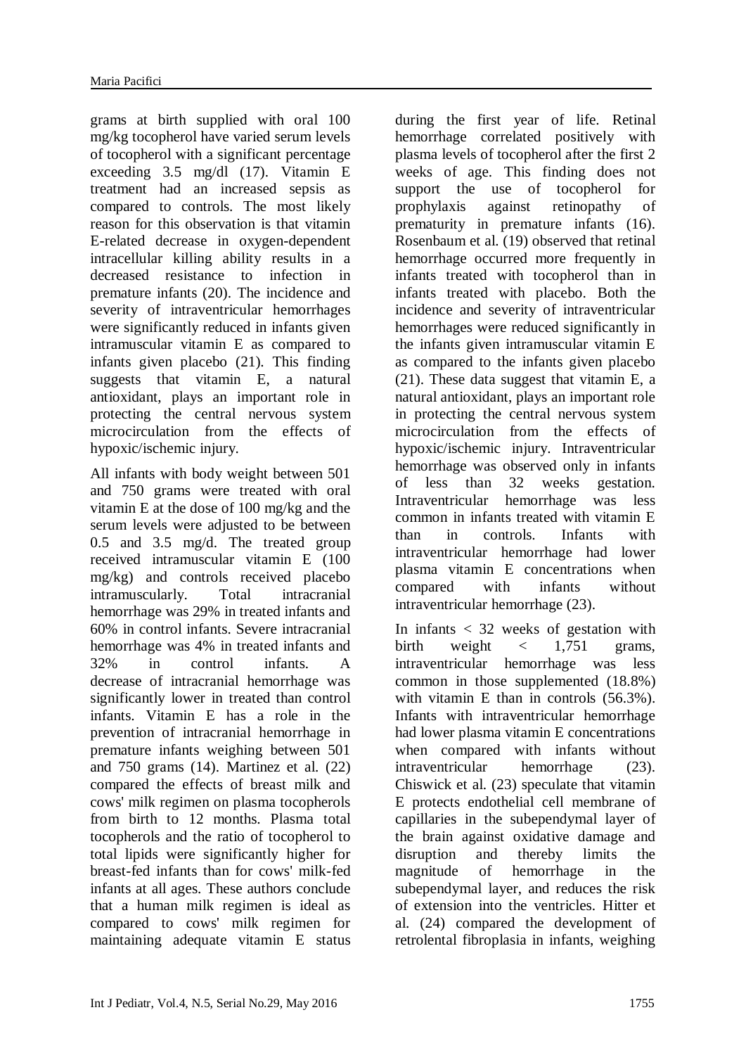grams at birth supplied with oral 100 mg/kg tocopherol have varied serum levels of tocopherol with a significant percentage exceeding 3.5 mg/dl (17). Vitamin E treatment had an increased sepsis as compared to controls. The most likely reason for this observation is that vitamin E-related decrease in oxygen-dependent intracellular killing ability results in a decreased resistance to infection in premature infants (20). The incidence and severity of intraventricular hemorrhages were significantly reduced in infants given intramuscular vitamin E as compared to infants given placebo (21). This finding suggests that vitamin E, a natural antioxidant, plays an important role in protecting the central nervous system microcirculation from the effects of hypoxic/ischemic injury.

All infants with body weight between 501 and 750 grams were treated with oral vitamin E at the dose of 100 mg/kg and the serum levels were adjusted to be between 0.5 and 3.5 mg/d. The treated group received intramuscular vitamin E (100 mg/kg) and controls received placebo intramuscularly. Total intracranial hemorrhage was 29% in treated infants and 60% in control infants. Severe intracranial hemorrhage was 4% in treated infants and 32% in control infants. A decrease of intracranial hemorrhage was significantly lower in treated than control infants. Vitamin E has a role in the prevention of intracranial hemorrhage in premature infants weighing between 501 and 750 grams (14). Martinez et al. (22) compared the effects of breast milk and cows' milk regimen on plasma tocopherols from birth to 12 months. Plasma total tocopherols and the ratio of tocopherol to total lipids were significantly higher for breast-fed infants than for cows' milk-fed infants at all ages. These authors conclude that a human milk regimen is ideal as compared to cows' milk regimen for maintaining adequate vitamin E status during the first year of life. Retinal hemorrhage correlated positively with plasma levels of tocopherol after the first 2 weeks of age. This finding does not support the use of tocopherol for prophylaxis against retinopathy of prematurity in premature infants (16). Rosenbaum et al. (19) observed that retinal hemorrhage occurred more frequently in infants treated with tocopherol than in infants treated with placebo. Both the incidence and severity of intraventricular hemorrhages were reduced significantly in the infants given intramuscular vitamin E as compared to the infants given placebo (21). These data suggest that vitamin E, a natural antioxidant, plays an important role in protecting the central nervous system microcirculation from the effects of hypoxic/ischemic injury. Intraventricular hemorrhage was observed only in infants of less than 32 weeks gestation. Intraventricular hemorrhage was less common in infants treated with vitamin E than in controls. Infants with intraventricular hemorrhage had lower plasma vitamin E concentrations when compared with infants without intraventricular hemorrhage (23).

In infants < 32 weeks of gestation with birth weight < 1,751 grams, intraventricular hemorrhage was less common in those supplemented (18.8%) with vitamin E than in controls (56.3%). Infants with intraventricular hemorrhage had lower plasma vitamin E concentrations when compared with infants without intraventricular hemorrhage (23). Chiswick et al. (23) speculate that vitamin E protects endothelial cell membrane of capillaries in the subependymal layer of the brain against oxidative damage and disruption and thereby limits the magnitude of hemorrhage in the subependymal layer, and reduces the risk of extension into the ventricles. Hitter et al. (24) compared the development of retrolental fibroplasia in infants, weighing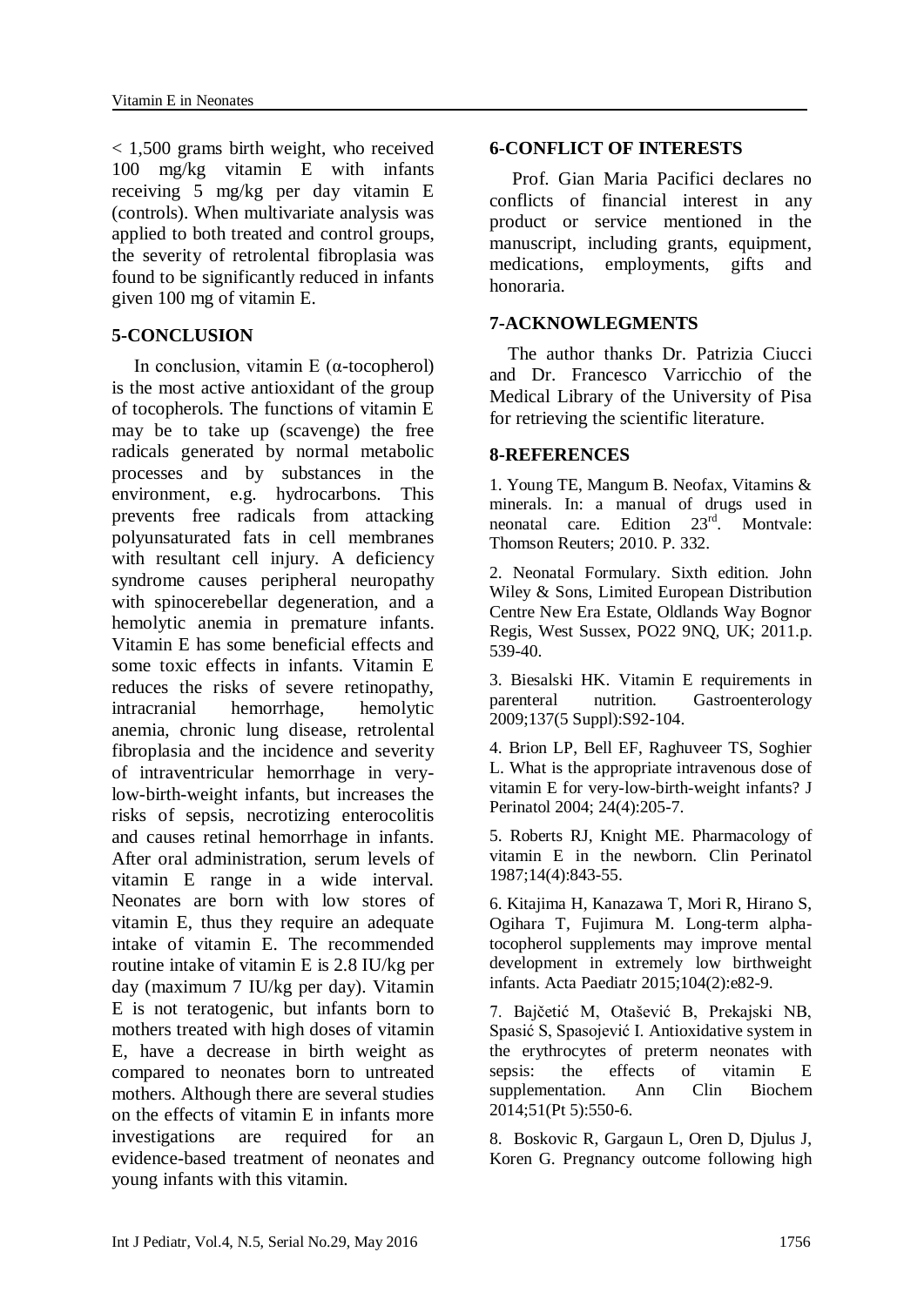< 1,500 grams birth weight, who received 100 mg/kg vitamin E with infants receiving 5 mg/kg per day vitamin E (controls). When multivariate analysis was applied to both treated and control groups, the severity of retrolental fibroplasia was found to be significantly reduced in infants given 100 mg of vitamin E.

## 5-CONCLUSION

In conclusion, vitamin E (α-tocopherol) is the most active antioxidant of the group of tocopherols. The functions of vitamin E may be to take up (scavenge) the free radicals generated by normal metabolic processes and by substances in the environment, e.g. hydrocarbons. This prevents free radicals from attacking polyunsaturated fats in cell membranes with resultant cell injury. A deficiency syndrome causes peripheral neuropathy with spinocerebellar degeneration, and a hemolytic anemia in premature infants. Vitamin E has some beneficial effects and some toxic effects in infants. Vitamin E reduces the risks of severe retinopathy, intracranial hemorrhage, hemolytic anemia, chronic lung disease, retrolental fibroplasia and the incidence and severity of intraventricular hemorrhage in very-low-birth-weight infants, but increases the risks of sepsis, necrotizing enterocolitis and causes retinal hemorrhage in infants. After oral administration, serum levels of vitamin E range in a wide interval. Neonates are born with low stores of vitamin E, thus they require an adequate intake of vitamin E. The recommended routine intake of vitamin E is 2.8 IU/kg per day (maximum 7 IU/kg per day). Vitamin E is not teratogenic, but infants born to mothers treated with high doses of vitamin E, have a decrease in birth weight as compared to neonates born to untreated mothers. Although there are several studies on the effects of vitamin E in infants more investigations are required for an evidence-based treatment of neonates and young infants with this vitamin.

## 6-CONFLICT OF INTERESTS

Prof. Gian Maria Pacifici declares no conflicts of financial interest in any product or service mentioned in the manuscript, including grants, equipment, medications, employments, gifts and honoraria.

## 7-ACKNOWLEGMENTS

The author thanks Dr. Patrizia Ciucci and Dr. Francesco Varricchio of the Medical Library of the University of Pisa for retrieving the scientific literature.

## 8-REFERENCES

1. Young TE, Mangum B. Neofax, Vitamins & minerals. In: a manual of drugs used in neonatal care. Edition 23rd. Montvale: Thomson Reuters; 2010. P. 332.

2. Neonatal Formulary. Sixth edition. John Wiley & Sons, Limited European Distribution Centre New Era Estate, Oldlands Way Bognor Regis, West Sussex, PO22 9NQ, UK; 2011.p. 539-40.

3. Biesalski HK. Vitamin E requirements in parenteral nutrition. Gastroenterology 2009;137(5 Suppl):S92-104.

4. Brion LP, Bell EF, Raghuveer TS, Soghier L. What is the appropriate intravenous dose of vitamin E for very-low-birth-weight infants? J Perinatol 2004; 24(4):205-7.

5. Roberts RJ, Knight ME. Pharmacology of vitamin E in the newborn. Clin Perinatol 1987;14(4):843-55.

6. Kitajima H, Kanazawa T, Mori R, Hirano S, Ogihara T, Fujimura M. Long-term alpha-tocopherol supplements may improve mental development in extremely low birthweight infants. Acta Paediatr 2015;104(2):e82-9.

7. Bajčetić M, Otašević B, Prekajski NB, Spasić S, Spasojević I. Antioxidative system in the erythrocytes of preterm neonates with sepsis: the effects of vitamin E supplementation. Ann Clin Biochem 2014;51(Pt 5):550-6.

8. Boskovic R, Gargaun L, Oren D, Djulus J, Koren G. Pregnancy outcome following high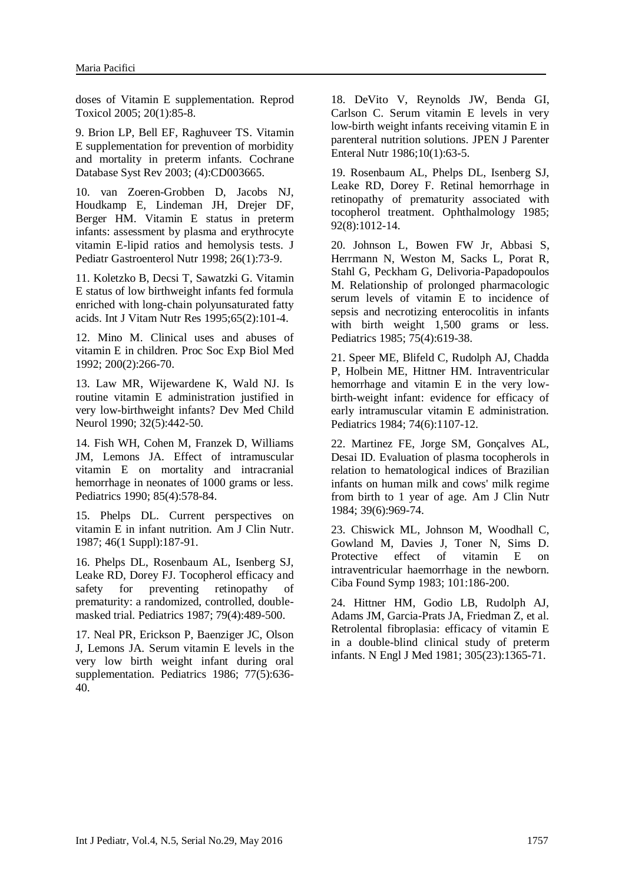doses of Vitamin E supplementation. Reprod Toxicol 2005; 20(1):85-8.

9. Brion LP, Bell EF, Raghuveer TS. Vitamin E supplementation for prevention of morbidity and mortality in preterm infants. Cochrane Database Syst Rev 2003; (4):CD003665.

10. van Zoeren-Grobben D, Jacobs NJ, Houdkamp E, Lindeman JH, Drejer DF, Berger HM. Vitamin E status in preterm infants: assessment by plasma and erythrocyte vitamin E-lipid ratios and hemolysis tests. J Pediatr Gastroenterol Nutr 1998; 26(1):73-9.

11. Koletzko B, Decsi T, Sawatzki G. Vitamin E status of low birthweight infants fed formula enriched with long-chain polyunsaturated fatty acids. Int J Vitam Nutr Res 1995;65(2):101-4.

12. Mino M. Clinical uses and abuses of vitamin E in children. Proc Soc Exp Biol Med 1992; 200(2):266-70.

13. Law MR, Wijewardene K, Wald NJ. Is routine vitamin E administration justified in very low-birthweight infants? Dev Med Child Neurol 1990; 32(5):442-50.

14. Fish WH, Cohen M, Franzek D, Williams JM, Lemons JA. Effect of intramuscular vitamin E on mortality and intracranial hemorrhage in neonates of 1000 grams or less. Pediatrics 1990; 85(4):578-84.

15. Phelps DL. Current perspectives on vitamin E in infant nutrition. Am J Clin Nutr. 1987; 46(1 Suppl):187-91.

16. Phelps DL, Rosenbaum AL, Isenberg SJ, Leake RD, Dorey FJ. Tocopherol efficacy and safety for preventing retinopathy of prematurity: a randomized, controlled, double-masked trial. Pediatrics 1987; 79(4):489-500.

17. Neal PR, Erickson P, Baenziger JC, Olson J, Lemons JA. Serum vitamin E levels in the very low birth weight infant during oral supplementation. Pediatrics 1986; 77(5):636-40.

18. DeVito V, Reynolds JW, Benda GI, Carlson C. Serum vitamin E levels in very low-birth weight infants receiving vitamin E in parenteral nutrition solutions. JPEN J Parenter Enteral Nutr 1986;10(1):63-5.

19. Rosenbaum AL, Phelps DL, Isenberg SJ, Leake RD, Dorey F. Retinal hemorrhage in retinopathy of prematurity associated with tocopherol treatment. Ophthalmology 1985; 92(8):1012-14.

20. Johnson L, Bowen FW Jr, Abbasi S, Herrmann N, Weston M, Sacks L, Porat R, Stahl G, Peckham G, Delivoria-Papadopoulos M. Relationship of prolonged pharmacologic serum levels of vitamin E to incidence of sepsis and necrotizing enterocolitis in infants with birth weight 1,500 grams or less. Pediatrics 1985; 75(4):619-38.

21. Speer ME, Blifeld C, Rudolph AJ, Chadda P, Holbein ME, Hittner HM. Intraventricular hemorrhage and vitamin E in the very low-birth-weight infant: evidence for efficacy of early intramuscular vitamin E administration. Pediatrics 1984; 74(6):1107-12.

22. Martinez FE, Jorge SM, Gonçalves AL, Desai ID. Evaluation of plasma tocopherols in relation to hematological indices of Brazilian infants on human milk and cows' milk regime from birth to 1 year of age. Am J Clin Nutr 1984; 39(6):969-74.

23. Chiswick ML, Johnson M, Woodhall C, Gowland M, Davies J, Toner N, Sims D. Protective effect of vitamin E on intraventricular haemorrhage in the newborn. Ciba Found Symp 1983; 101:186-200.

24. Hittner HM, Godio LB, Rudolph AJ, Adams JM, Garcia-Prats JA, Friedman Z, et al. Retrolental fibroplasia: efficacy of vitamin E in a double-blind clinical study of preterm infants. N Engl J Med 1981; 305(23):1365-71.